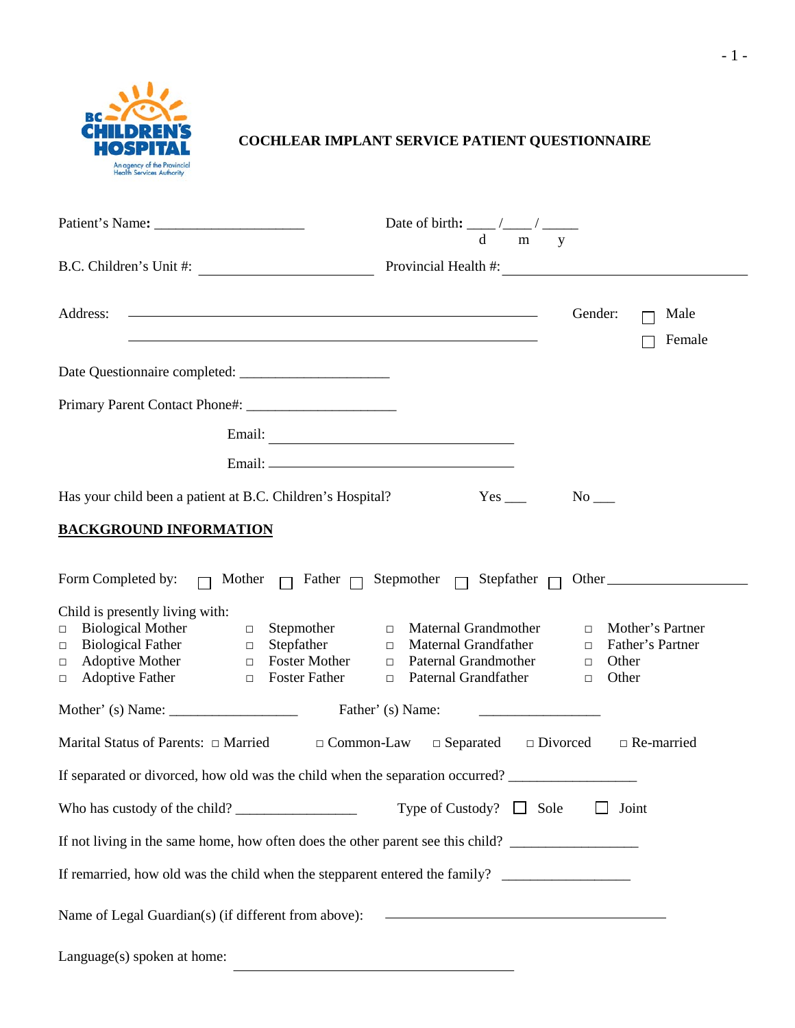BC CHILDREN'S HOSPITAL
An agency of the Provincial Health Services Authority

# COCHLEAR IMPLANT SERVICE PATIENT QUESTIONNAIRE

Patient's Name: ____________________ Date of birth: ____ /____ / _____ (d m y)

B.C. Children's Unit #: ______________________ Provincial Health #: ______________________

Address: ______________________________________________ Gender: ☐ Male ☐ Female

______________________________________________

Date Questionnaire completed: ____________________

Primary Parent Contact Phone#: ____________________

Email: ______________________________

Email: ______________________________

Has your child been a patient at B.C. Children's Hospital? Yes ___ No ___

## BACKGROUND INFORMATION

Form Completed by: ☐ Mother ☐ Father ☐ Stepmother ☐ Stepfather ☐ Other ________________

Child is presently living with:

| | | | |
|---|---|---|---|
| □ Biological Mother | □ Stepmother | □ Maternal Grandmother | □ Mother's Partner |
| □ Biological Father | □ Stepfather | □ Maternal Grandfather | □ Father's Partner |
| □ Adoptive Mother | □ Foster Mother | □ Paternal Grandmother | □ Other |
| □ Adoptive Father | □ Foster Father | □ Paternal Grandfather | □ Other |

Mother' (s) Name: ________________ Father' (s) Name: ________________

Marital Status of Parents: □ Married □ Common-Law □ Separated □ Divorced □ Re-married

If separated or divorced, how old was the child when the separation occurred? ________________

Who has custody of the child? ________________ Type of Custody? ☐ Sole ☐ Joint

If not living in the same home, how often does the other parent see this child? ________________

If remarried, how old was the child when the stepparent entered the family? ________________

Name of Legal Guardian(s) (if different from above): ______________________________

Language(s) spoken at home: ______________________________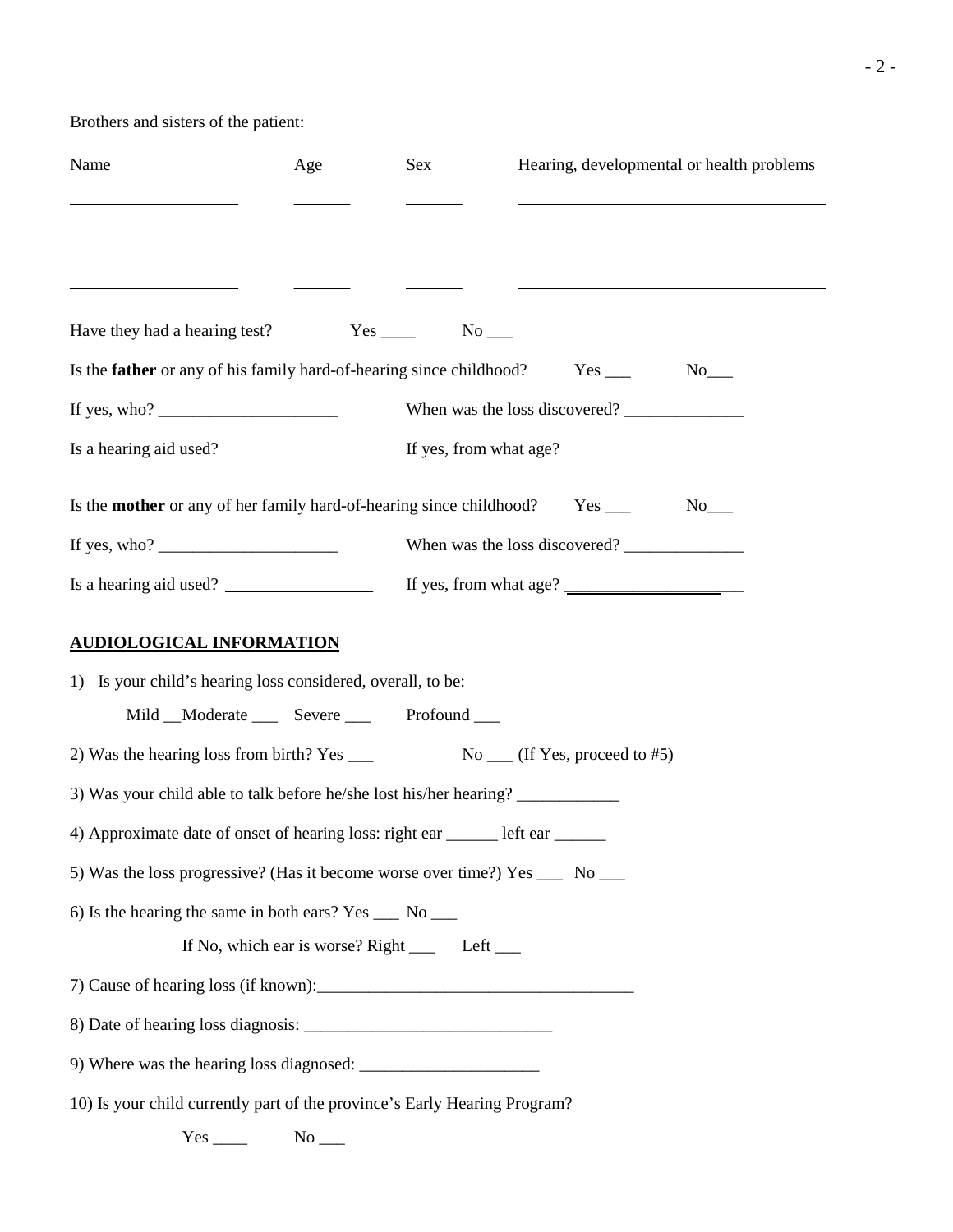Brothers and sisters of the patient:

| Name | Age | Sex | Hearing, developmental or health problems |
|---|---|---|---|
| | | | |
| | | | |
| | | | |
| | | | |

Have they had a hearing test? Yes ____ No ___

Is the **father** or any of his family hard-of-hearing since childhood? Yes ___ No___

If yes, who? _____________________ When was the loss discovered? ______________

Is a hearing aid used? ______________ If yes, from what age? ________________

Is the **mother** or any of her family hard-of-hearing since childhood? Yes ___ No___

If yes, who? _____________________ When was the loss discovered? ______________

Is a hearing aid used? _________________ If yes, from what age? ____________________

## AUDIOLOGICAL INFORMATION

1) Is your child's hearing loss considered, overall, to be:

Mild __Moderate ___ Severe ___ Profound ___

2) Was the hearing loss from birth? Yes ___ No ___ (If Yes, proceed to #5)

3) Was your child able to talk before he/she lost his/her hearing? ____________

4) Approximate date of onset of hearing loss: right ear ______ left ear ______

5) Was the loss progressive? (Has it become worse over time?) Yes ___ No ___

6) Is the hearing the same in both ears? Yes ___ No ___

If No, which ear is worse? Right ___ Left ___

7) Cause of hearing loss (if known):_____________________________________

8) Date of hearing loss diagnosis: _____________________________

9) Where was the hearing loss diagnosed: _____________________

10) Is your child currently part of the province's Early Hearing Program?

Yes ____ No ___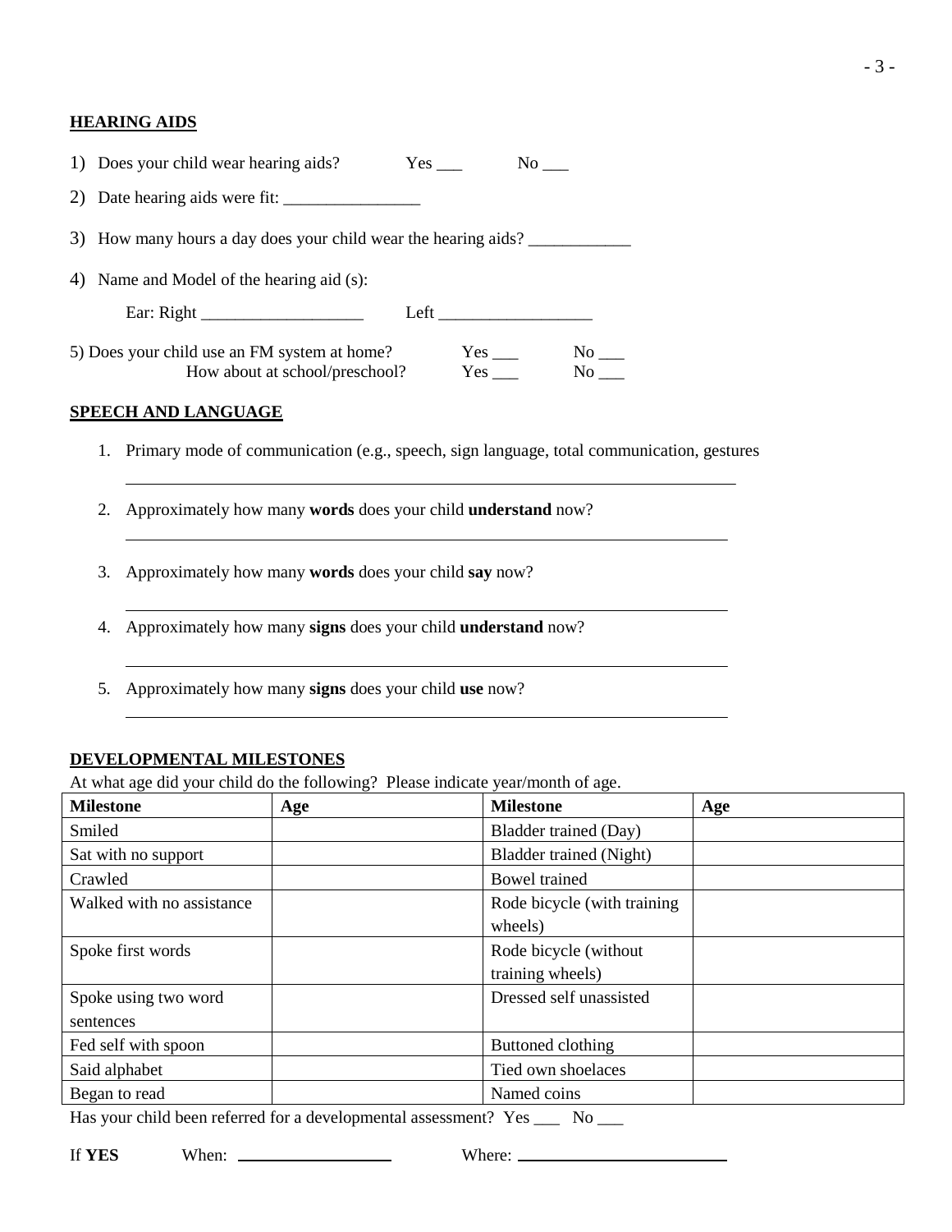## HEARING AIDS

1) Does your child wear hearing aids? Yes ___ No ___

2) Date hearing aids were fit: ________________

3) How many hours a day does your child wear the hearing aids? ____________

4) Name and Model of the hearing aid (s):

   Ear: Right ___________________ Left __________________

5) Does your child use an FM system at home? Yes ___ No ___
   How about at school/preschool? Yes ___ No ___

## SPEECH AND LANGUAGE

1. Primary mode of communication (e.g., speech, sign language, total communication, gestures

   ______________________________________________________________________

2. Approximately how many **words** does your child **understand** now?

   ______________________________________________________________________

3. Approximately how many **words** does your child **say** now?

   ______________________________________________________________________

4. Approximately how many **signs** does your child **understand** now?

   ______________________________________________________________________

5. Approximately how many **signs** does your child **use** now?

   ______________________________________________________________________

## DEVELOPMENTAL MILESTONES

At what age did your child do the following? Please indicate year/month of age.

| Milestone | Age | Milestone | Age |
|---|---|---|---|
| Smiled | | Bladder trained (Day) | |
| Sat with no support | | Bladder trained (Night) | |
| Crawled | | Bowel trained | |
| Walked with no assistance | | Rode bicycle (with training wheels) | |
| Spoke first words | | Rode bicycle (without training wheels) | |
| Spoke using two word sentences | | Dressed self unassisted | |
| Fed self with spoon | | Buttoned clothing | |
| Said alphabet | | Tied own shoelaces | |
| Began to read | | Named coins | |

Has your child been referred for a developmental assessment? Yes ___ No ___

If **YES** When: __________________ Where: _________________________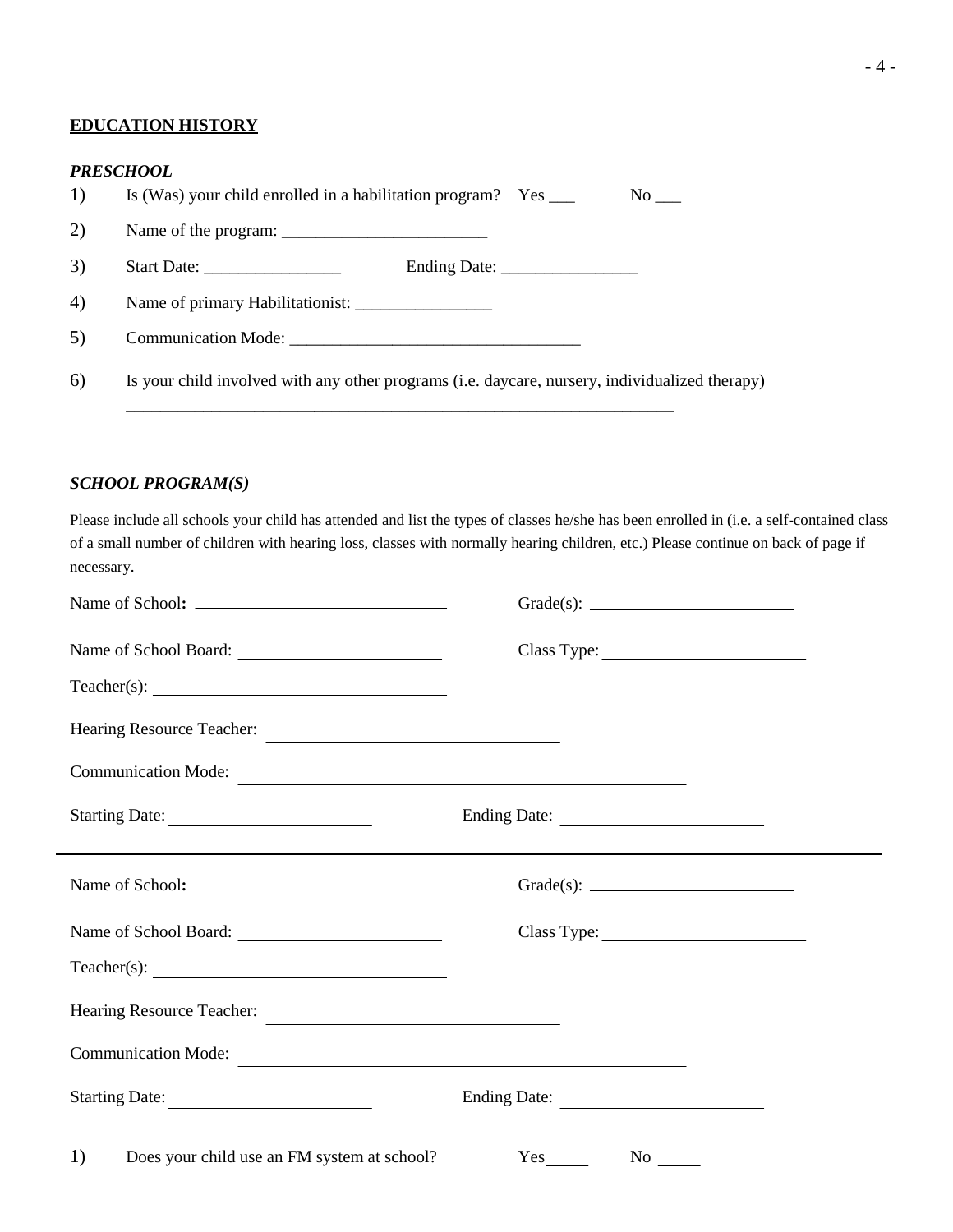## EDUCATION HISTORY

### *PRESCHOOL*

1) Is (Was) your child enrolled in a habilitation program? Yes ___ No ___

2) Name of the program: ________________________

3) Start Date: ________________ Ending Date: ________________

4) Name of primary Habilitationist: ________________

5) Communication Mode: __________________________________

6) Is your child involved with any other programs (i.e. daycare, nursery, individualized therapy)

___________________________________________________________________

### *SCHOOL PROGRAM(S)*

Please include all schools your child has attended and list the types of classes he/she has been enrolled in (i.e. a self-contained class of a small number of children with hearing loss, classes with normally hearing children, etc.) Please continue on back of page if necessary.

Name of School: ______________________________ Grade(s): ________________________

Name of School Board: ________________________ Class Type: ________________________

Teacher(s): __________________________________

Hearing Resource Teacher: ________________________________

Communication Mode: ________________________________________________

Starting Date: _______________________ Ending Date: _______________________

---

Name of School: ______________________________ Grade(s): ________________________

Name of School Board: ________________________ Class Type: ________________________

Teacher(s): __________________________________

Hearing Resource Teacher: ________________________________

Communication Mode: ________________________________________________

Starting Date: _______________________ Ending Date: _______________________

1) Does your child use an FM system at school? Yes_____ No _____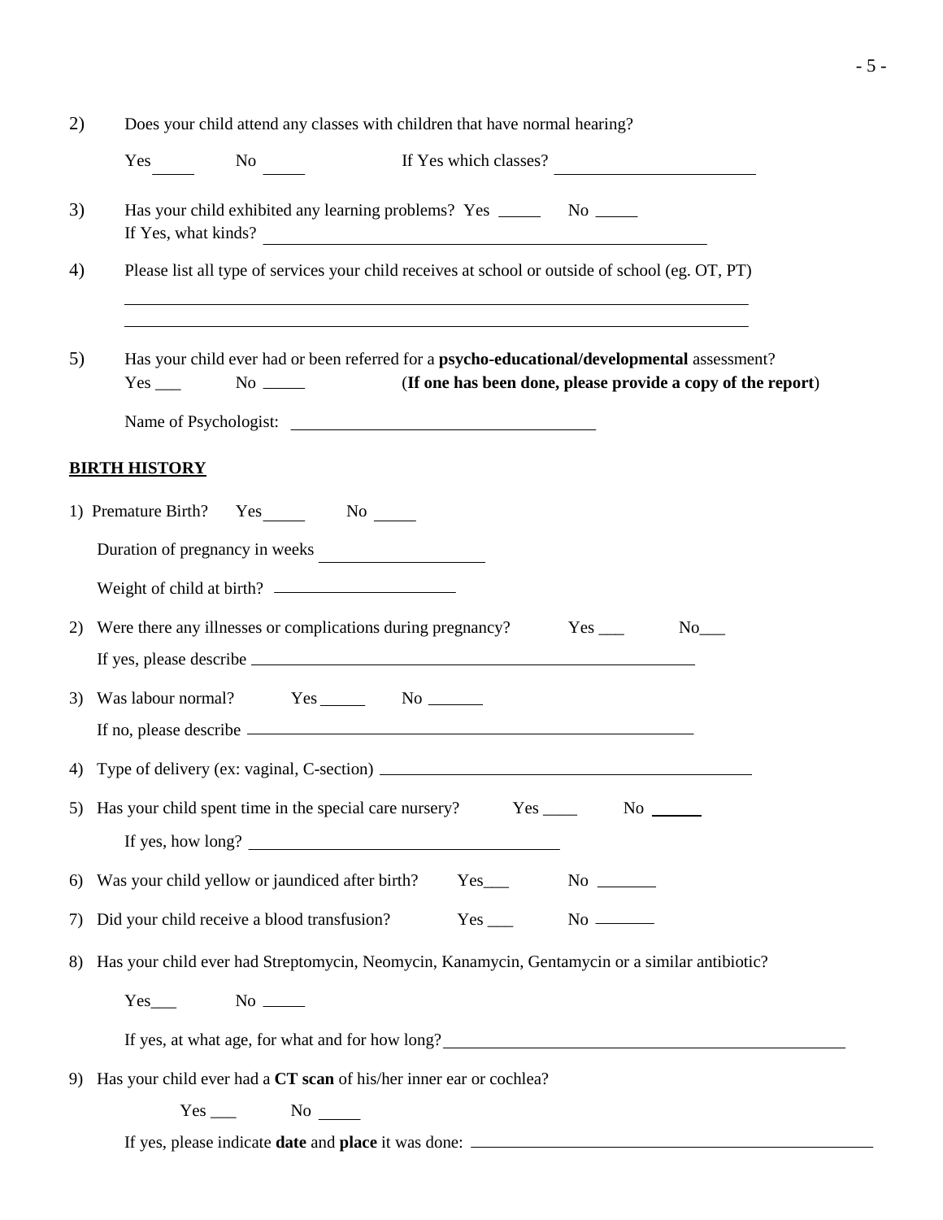2) Does your child attend any classes with children that have normal hearing?

Yes _____ No _____ If Yes which classes? ________________________

3) Has your child exhibited any learning problems? Yes _____ No _____
If Yes, what kinds? ________________________________________________

4) Please list all type of services your child receives at school or outside of school (eg. OT, PT)

____________________________________________________________________________

____________________________________________________________________________

5) Has your child ever had or been referred for a **psycho-educational/developmental** assessment?
Yes ___ No _____ (**If one has been done, please provide a copy of the report**)

Name of Psychologist: ____________________________________

## BIRTH HISTORY

1) Premature Birth? Yes _____ No _____

Duration of pregnancy in weeks ____________________

Weight of child at birth? ______________________

2) Were there any illnesses or complications during pregnancy? Yes ___ No___

If yes, please describe ________________________________________________________

3) Was labour normal? Yes ______ No _______

If no, please describe ________________________________________________________

4) Type of delivery (ex: vaginal, C-section) ______________________________________________

5) Has your child spent time in the special care nursery? Yes ____ No ______

If yes, how long? ____________________________________

6) Was your child yellow or jaundiced after birth? Yes___ No _______

7) Did your child receive a blood transfusion? Yes ___ No _______

8) Has your child ever had Streptomycin, Neomycin, Kanamycin, Gentamycin or a similar antibiotic?

Yes___ No _____

If yes, at what age, for what and for how long?_______________________________________________

9) Has your child ever had a **CT scan** of his/her inner ear or cochlea?

Yes ___ No _____

If yes, please indicate **date** and **place** it was done: ________________________________________________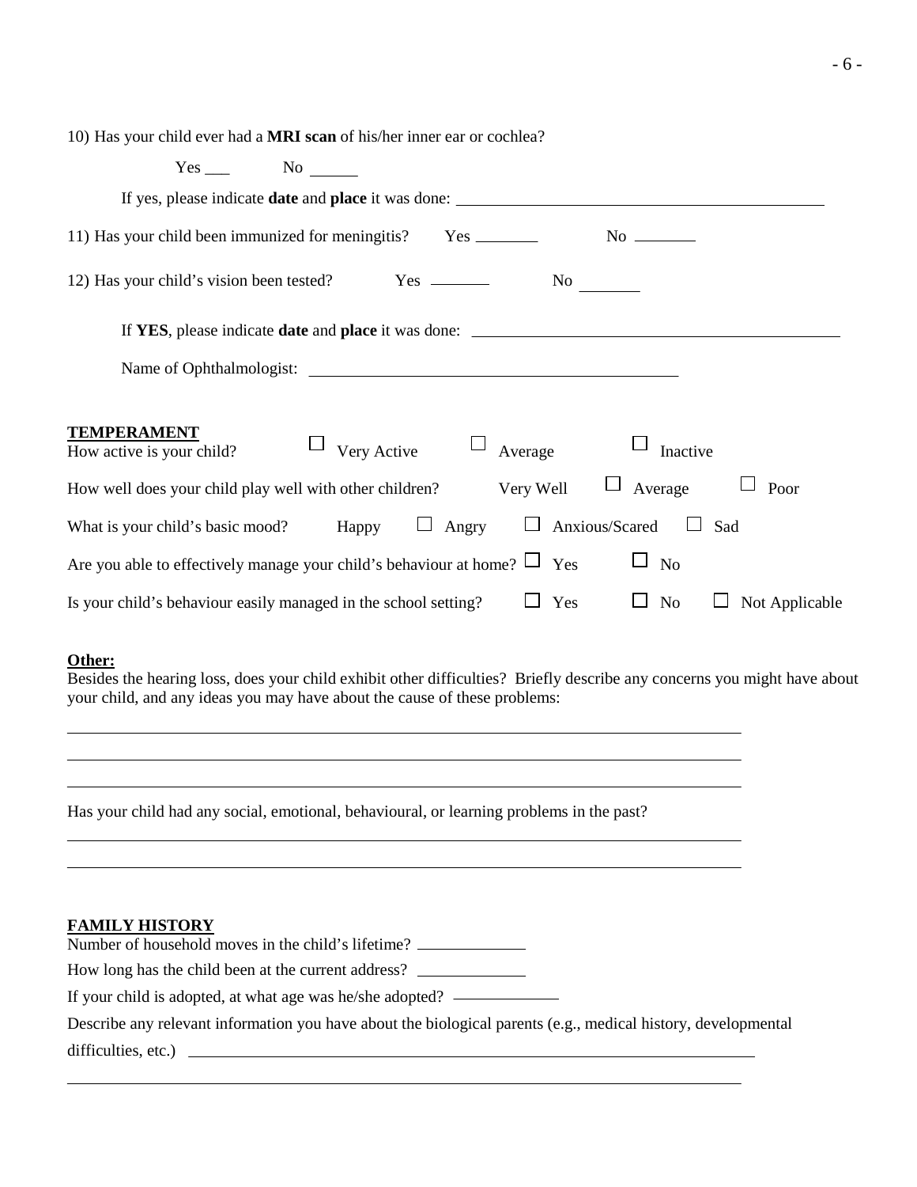10) Has your child ever had a **MRI scan** of his/her inner ear or cochlea?

Yes ___ No ______

If yes, please indicate **date** and **place** it was done: ______________________________________________

11) Has your child been immunized for meningitis? Yes ________ No ________

12) Has your child's vision been tested? Yes ________ No ________

If **YES**, please indicate **date** and **place** it was done: ______________________________________________

Name of Ophthalmologist: ______________________________________________

**TEMPERAMENT**

How active is your child? ☐ Very Active ☐ Average ☐ Inactive

How well does your child play well with other children? Very Well ☐ Average ☐ Poor

What is your child's basic mood? Happy ☐ Angry ☐ Anxious/Scared ☐ Sad

Are you able to effectively manage your child's behaviour at home? ☐ Yes ☐ No

Is your child's behaviour easily managed in the school setting? ☐ Yes ☐ No ☐ Not Applicable

**Other:**

Besides the hearing loss, does your child exhibit other difficulties? Briefly describe any concerns you might have about your child, and any ideas you may have about the cause of these problems:

______________________________________________________________________________

______________________________________________________________________________

______________________________________________________________________________

Has your child had any social, emotional, behavioural, or learning problems in the past?

______________________________________________________________________________

______________________________________________________________________________

**FAMILY HISTORY**

Number of household moves in the child's lifetime? ______________

How long has the child been at the current address? ______________

If your child is adopted, at what age was he/she adopted? ______________

Describe any relevant information you have about the biological parents (e.g., medical history, developmental difficulties, etc.) ______________________________________________________________

______________________________________________________________________________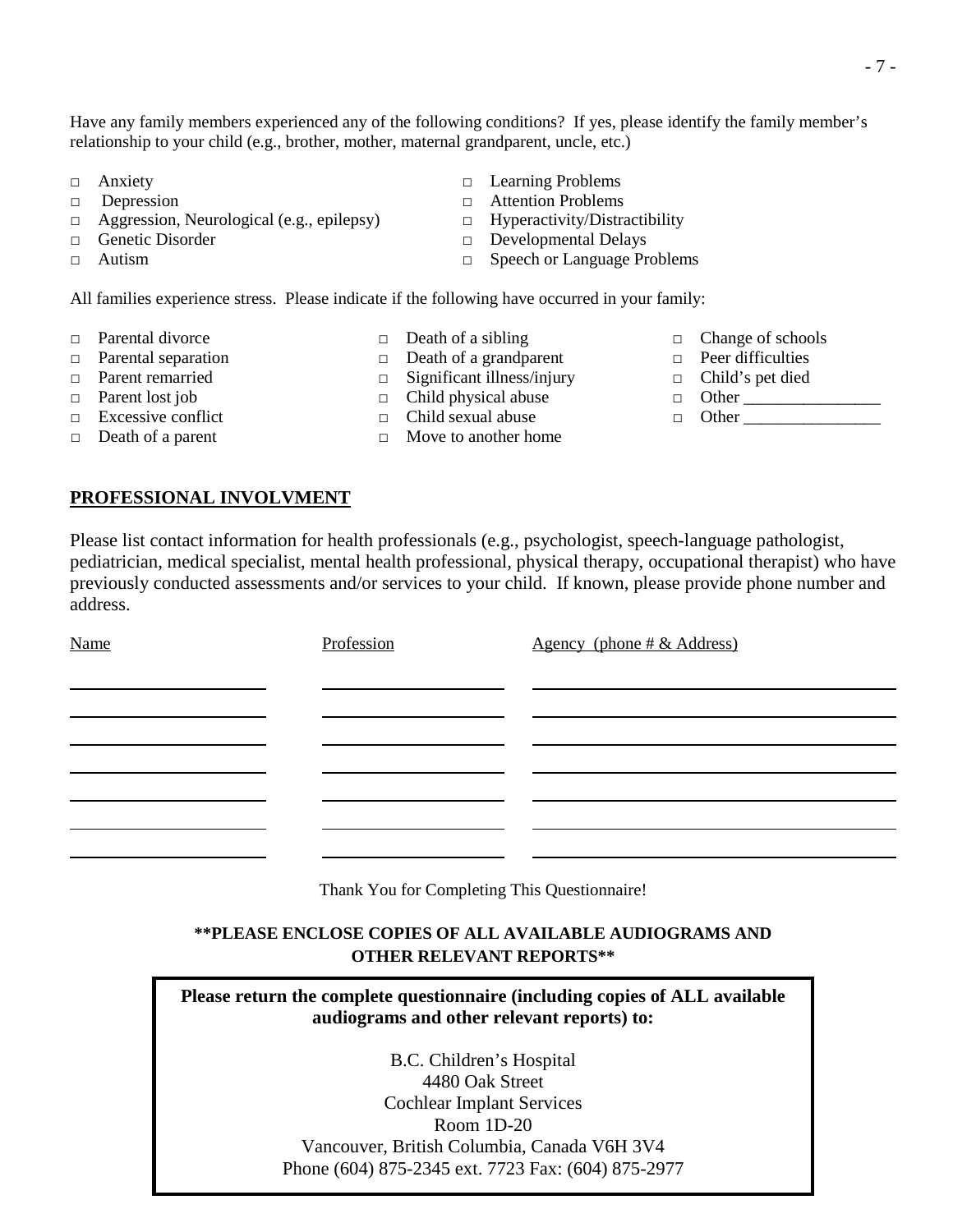Have any family members experienced any of the following conditions? If yes, please identify the family member's relationship to your child (e.g., brother, mother, maternal grandparent, uncle, etc.)

- □ Anxiety
- □ Depression
- □ Aggression, Neurological (e.g., epilepsy)
- □ Genetic Disorder
- □ Autism
- □ Learning Problems
- □ Attention Problems
- □ Hyperactivity/Distractibility
- □ Developmental Delays
- □ Speech or Language Problems

All families experience stress. Please indicate if the following have occurred in your family:

- □ Parental divorce
- □ Parental separation
- □ Parent remarried
- □ Parent lost job
- □ Excessive conflict
- □ Death of a parent
- □ Death of a sibling
- □ Death of a grandparent
- □ Significant illness/injury
- □ Child physical abuse
- □ Child sexual abuse
- □ Move to another home
- □ Change of schools
- □ Peer difficulties
- □ Child's pet died
- □ Other ________________
- □ Other ________________

## PROFESSIONAL INVOLVMENT

Please list contact information for health professionals (e.g., psychologist, speech-language pathologist, pediatrician, medical specialist, mental health professional, physical therapy, occupational therapist) who have previously conducted assessments and/or services to your child. If known, please provide phone number and address.

| Name | Profession | Agency (phone # & Address) |
|---|---|---|
| | | |
| | | |
| | | |
| | | |
| | | |
| | | |
| | | |

Thank You for Completing This Questionnaire!

**\*\*PLEASE ENCLOSE COPIES OF ALL AVAILABLE AUDIOGRAMS AND OTHER RELEVANT REPORTS\*\***

**Please return the complete questionnaire (including copies of ALL available audiograms and other relevant reports) to:**

B.C. Children's Hospital
4480 Oak Street
Cochlear Implant Services
Room 1D-20
Vancouver, British Columbia, Canada V6H 3V4
Phone (604) 875-2345 ext. 7723 Fax: (604) 875-2977